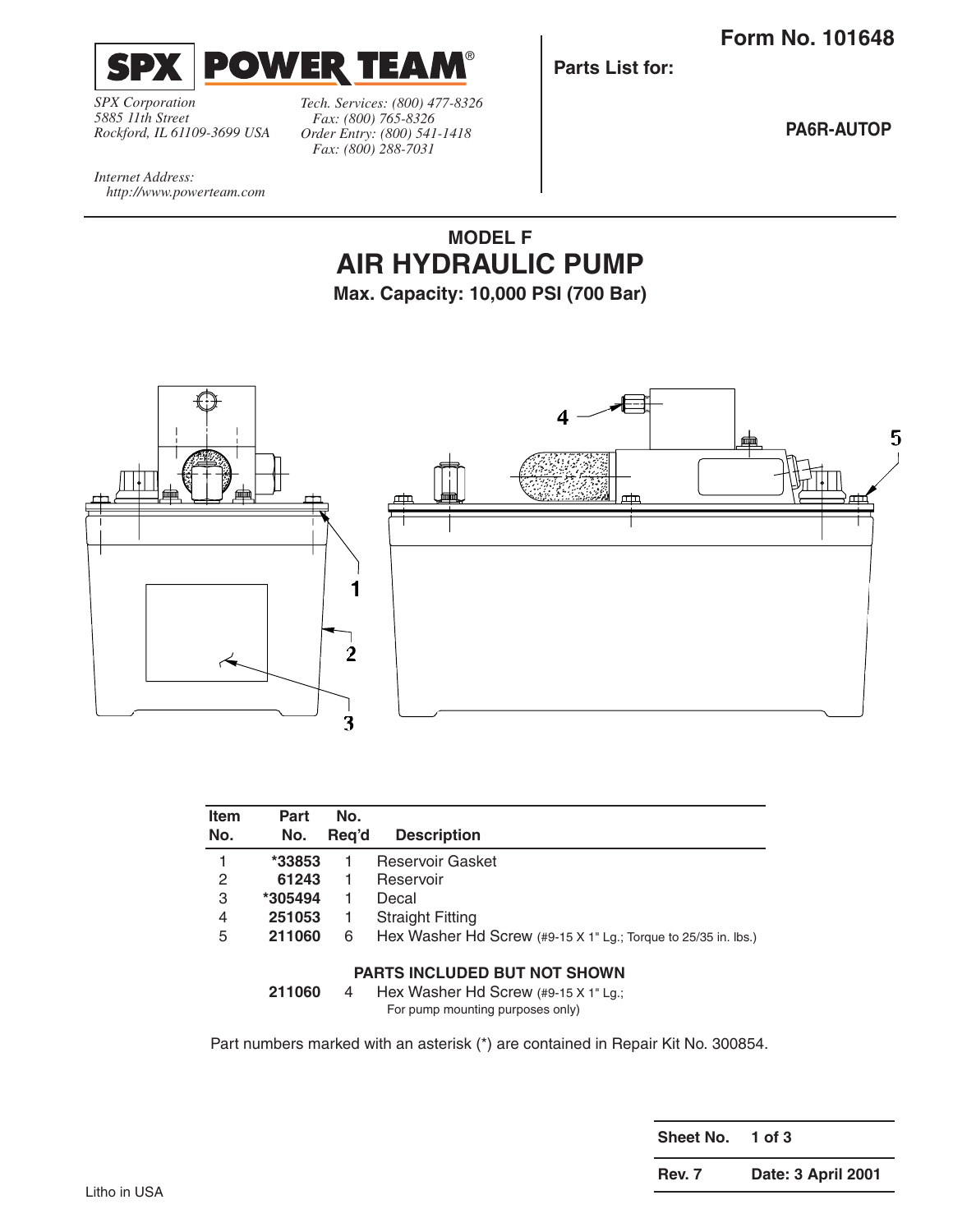**Form No. 101648**

**SPX | POWER TEAM®**

*SPX Corporation*
*5885 11th Street*
*Rockford, IL 61109-3699 USA*

*Tech. Services: (800) 477-8326*
*Fax: (800) 765-8326*
*Order Entry: (800) 541-1418*
*Fax: (800) 288-7031*

*Internet Address:*
*http://www.powerteam.com*

**Parts List for:**

**PA6R-AUTOP**

## MODEL F
# AIR HYDRAULIC PUMP
**Max. Capacity: 10,000 PSI (700 Bar)**

| Item No. | Part No. | No. Req'd | Description |
|---|---|---|---|
| 1 | ***33853** | 1 | Reservoir Gasket |
| 2 | **61243** | 1 | Reservoir |
| 3 | ***305494** | 1 | Decal |
| 4 | **251053** | 1 | Straight Fitting |
| 5 | **211060** | 6 | Hex Washer Hd Screw (#9-15 X 1" Lg.; Torque to 25/35 in. lbs.) |
| | **PARTS INCLUDED BUT NOT SHOWN** | | |
| | **211060** | 4 | Hex Washer Hd Screw (#9-15 X 1" Lg.; For pump mounting purposes only) |

Part numbers marked with an asterisk (*) are contained in Repair Kit No. 300854.

| **Sheet No.** | **1 of 3** |
|---|---|
| **Rev. 7** | **Date: 3 April 2001** |

Litho in USA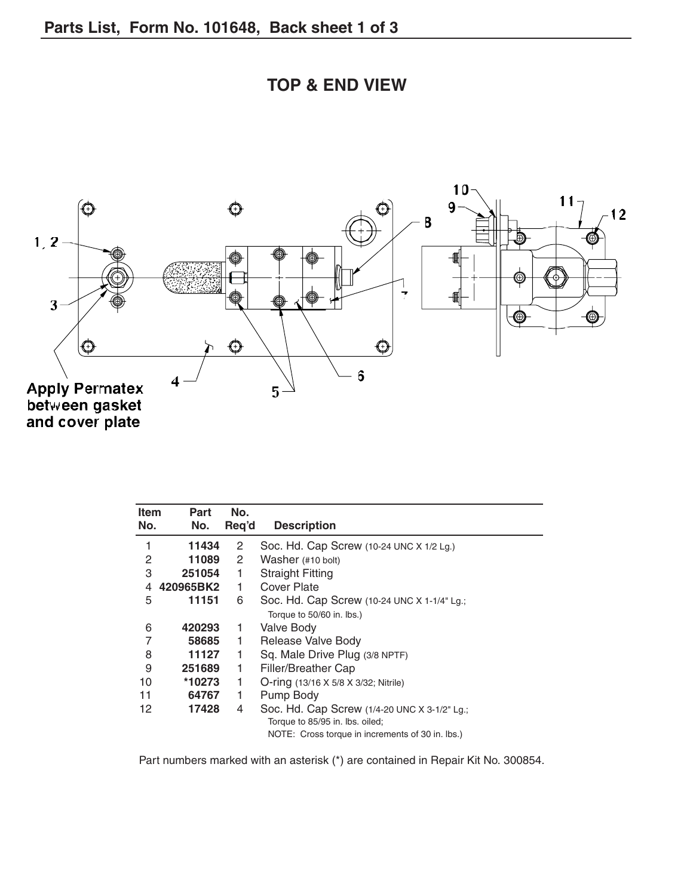## Parts List, Form No. 101648, Back sheet 1 of 3

# TOP & END VIEW

Apply Permatex between gasket and cover plate

| Item No. | Part No. | No. Req'd | Description |
|---|---|---|---|
| 1 | 11434 | 2 | Soc. Hd. Cap Screw (10-24 UNC X 1/2 Lg.) |
| 2 | 11089 | 2 | Washer (#10 bolt) |
| 3 | 251054 | 1 | Straight Fitting |
| 4 | 420965BK2 | 1 | Cover Plate |
| 5 | 11151 | 6 | Soc. Hd. Cap Screw (10-24 UNC X 1-1/4" Lg.; Torque to 50/60 in. lbs.) |
| 6 | 420293 | 1 | Valve Body |
| 7 | 58685 | 1 | Release Valve Body |
| 8 | 11127 | 1 | Sq. Male Drive Plug (3/8 NPTF) |
| 9 | 251689 | 1 | Filler/Breather Cap |
| 10 | *10273 | 1 | O-ring (13/16 X 5/8 X 3/32; Nitrile) |
| 11 | 64767 | 1 | Pump Body |
| 12 | 17428 | 4 | Soc. Hd. Cap Screw (1/4-20 UNC X 3-1/2" Lg.; Torque to 85/95 in. lbs. oiled; NOTE: Cross torque in increments of 30 in. lbs.) |

Part numbers marked with an asterisk (*) are contained in Repair Kit No. 300854.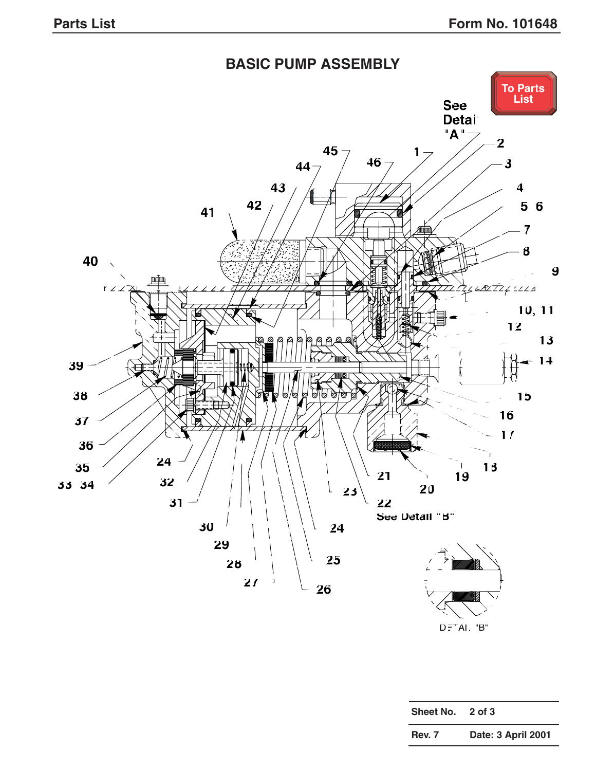# BASIC PUMP ASSEMBLY

To Parts List

See Detail "A"

1, 2, 3, 4, 5, 6, 7, 8, 9, 10, 11, 12, 13, 14, 15, 16, 17, 18, 19, 20, 21, 22, 23, 24, 25, 26, 27, 28, 29, 30, 31, 32, 33, 34, 35, 36, 37, 38, 39, 40, 41, 42, 43, 44, 45, 46

See Detail "B"

DETAIL "B"

| Sheet No. | 2 of 3 |
|---|---|
| Rev. 7 | Date: 3 April 2001 |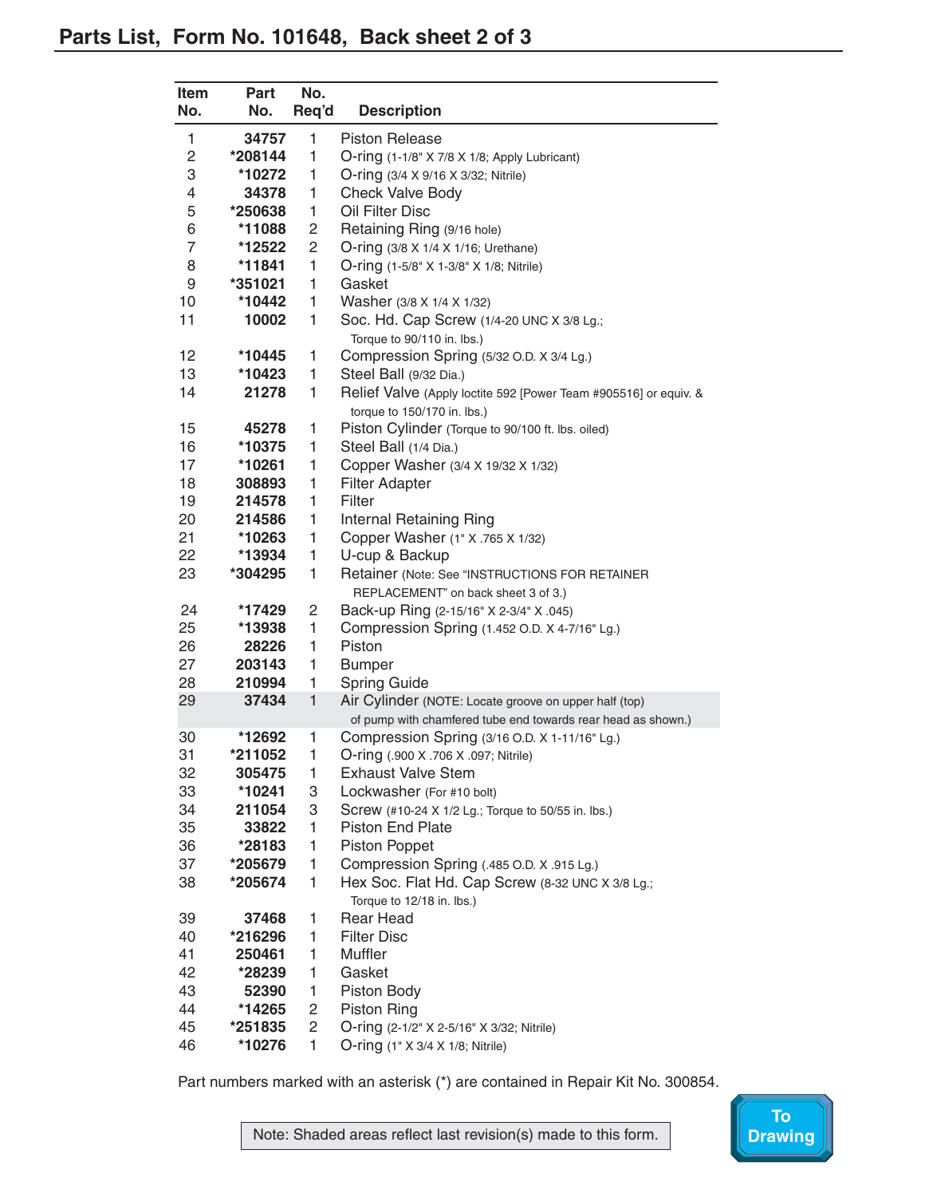## Parts List, Form No. 101648, Back sheet 2 of 3

| Item No. | Part No. | No. Req'd | Description |
|---|---|---|---|
| 1 | 34757 | 1 | Piston Release |
| 2 | *208144 | 1 | O-ring (1-1/8" X 7/8 X 1/8; Apply Lubricant) |
| 3 | *10272 | 1 | O-ring (3/4 X 9/16 X 3/32; Nitrile) |
| 4 | 34378 | 1 | Check Valve Body |
| 5 | *250638 | 1 | Oil Filter Disc |
| 6 | *11088 | 2 | Retaining Ring (9/16 hole) |
| 7 | *12522 | 2 | O-ring (3/8 X 1/4 X 1/16; Urethane) |
| 8 | *11841 | 1 | O-ring (1-5/8" X 1-3/8" X 1/8; Nitrile) |
| 9 | *351021 | 1 | Gasket |
| 10 | *10442 | 1 | Washer (3/8 X 1/4 X 1/32) |
| 11 | 10002 | 1 | Soc. Hd. Cap Screw (1/4-20 UNC X 3/8 Lg.; Torque to 90/110 in. lbs.) |
| 12 | *10445 | 1 | Compression Spring (5/32 O.D. X 3/4 Lg.) |
| 13 | *10423 | 1 | Steel Ball (9/32 Dia.) |
| 14 | 21278 | 1 | Relief Valve (Apply loctite 592 [Power Team #905516] or equiv. & torque to 150/170 in. lbs.) |
| 15 | 45278 | 1 | Piston Cylinder (Torque to 90/100 ft. lbs. oiled) |
| 16 | *10375 | 1 | Steel Ball (1/4 Dia.) |
| 17 | *10261 | 1 | Copper Washer (3/4 X 19/32 X 1/32) |
| 18 | 308893 | 1 | Filter Adapter |
| 19 | 214578 | 1 | Filter |
| 20 | 214586 | 1 | Internal Retaining Ring |
| 21 | *10263 | 1 | Copper Washer (1" X .765 X 1/32) |
| 22 | *13934 | 1 | U-cup & Backup |
| 23 | *304295 | 1 | Retainer (Note: See "INSTRUCTIONS FOR RETAINER REPLACEMENT" on back sheet 3 of 3.) |
| 24 | *17429 | 2 | Back-up Ring (2-15/16" X 2-3/4" X .045) |
| 25 | *13938 | 1 | Compression Spring (1.452 O.D. X 4-7/16" Lg.) |
| 26 | 28226 | 1 | Piston |
| 27 | 203143 | 1 | Bumper |
| 28 | 210994 | 1 | Spring Guide |
| 29 | 37434 | 1 | Air Cylinder (NOTE: Locate groove on upper half (top) of pump with chamfered tube end towards rear head as shown.) |
| 30 | *12692 | 1 | Compression Spring (3/16 O.D. X 1-11/16" Lg.) |
| 31 | *211052 | 1 | O-ring (.900 X .706 X .097; Nitrile) |
| 32 | 305475 | 1 | Exhaust Valve Stem |
| 33 | *10241 | 3 | Lockwasher (For #10 bolt) |
| 34 | 211054 | 3 | Screw (#10-24 X 1/2 Lg.; Torque to 50/55 in. lbs.) |
| 35 | 33822 | 1 | Piston End Plate |
| 36 | *28183 | 1 | Piston Poppet |
| 37 | *205679 | 1 | Compression Spring (.485 O.D. X .915 Lg.) |
| 38 | *205674 | 1 | Hex Soc. Flat Hd. Cap Screw (8-32 UNC X 3/8 Lg.; Torque to 12/18 in. lbs.) |
| 39 | 37468 | 1 | Rear Head |
| 40 | *216296 | 1 | Filter Disc |
| 41 | 250461 | 1 | Muffler |
| 42 | *28239 | 1 | Gasket |
| 43 | 52390 | 1 | Piston Body |
| 44 | *14265 | 2 | Piston Ring |
| 45 | *251835 | 2 | O-ring (2-1/2" X 2-5/16" X 3/32; Nitrile) |
| 46 | *10276 | 1 | O-ring (1" X 3/4 X 1/8; Nitrile) |

Part numbers marked with an asterisk (*) are contained in Repair Kit No. 300854.

Note: Shaded areas reflect last revision(s) made to this form.

To Drawing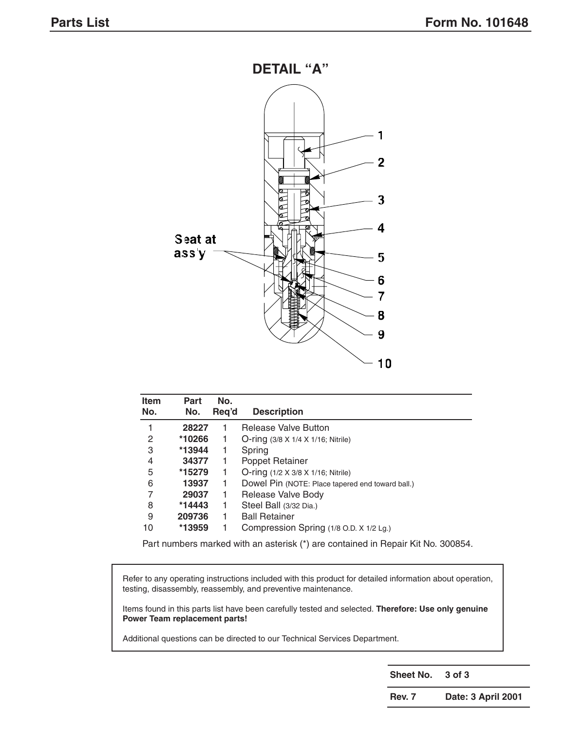## DETAIL "A"

Seat at ass'y

1
2
3
4
5
6
7
8
9
10

| Item No. | Part No. | No. Req'd | Description |
|---|---|---|---|
| 1 | 28227 | 1 | Release Valve Button |
| 2 | *10266 | 1 | O-ring (3/8 X 1/4 X 1/16; Nitrile) |
| 3 | *13944 | 1 | Spring |
| 4 | 34377 | 1 | Poppet Retainer |
| 5 | *15279 | 1 | O-ring (1/2 X 3/8 X 1/16; Nitrile) |
| 6 | 13937 | 1 | Dowel Pin (NOTE: Place tapered end toward ball.) |
| 7 | 29037 | 1 | Release Valve Body |
| 8 | *14443 | 1 | Steel Ball (3/32 Dia.) |
| 9 | 209736 | 1 | Ball Retainer |
| 10 | *13959 | 1 | Compression Spring (1/8 O.D. X 1/2 Lg.) |

Part numbers marked with an asterisk (*) are contained in Repair Kit No. 300854.

Refer to any operating instructions included with this product for detailed information about operation, testing, disassembly, reassembly, and preventive maintenance.

Items found in this parts list have been carefully tested and selected. **Therefore: Use only genuine Power Team replacement parts!**

Additional questions can be directed to our Technical Services Department.

| | |
|---|---|
| **Sheet No.** | **3 of 3** |
| **Rev. 7** | **Date: 3 April 2001** |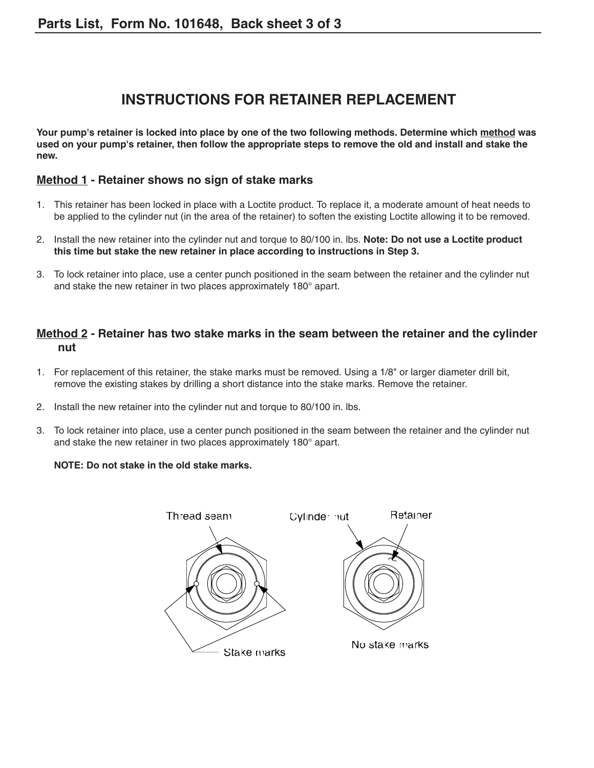# INSTRUCTIONS FOR RETAINER REPLACEMENT

**Your pump's retainer is locked into place by one of the two following methods. Determine which <u>method</u> was used on your pump's retainer, then follow the appropriate steps to remove the old and install and stake the new.**

## <u>Method 1</u> - Retainer shows no sign of stake marks

1. This retainer has been locked in place with a Loctite product. To replace it, a moderate amount of heat needs to be applied to the cylinder nut (in the area of the retainer) to soften the existing Loctite allowing it to be removed.
2. Install the new retainer into the cylinder nut and torque to 80/100 in. lbs. **Note: Do not use a Loctite product this time but stake the new retainer in place according to instructions in Step 3.**
3. To lock retainer into place, use a center punch positioned in the seam between the retainer and the cylinder nut and stake the new retainer in two places approximately 180° apart.

## <u>Method 2</u> - Retainer has two stake marks in the seam between the retainer and the cylinder nut

1. For replacement of this retainer, the stake marks must be removed. Using a 1/8" or larger diameter drill bit, remove the existing stakes by drilling a short distance into the stake marks. Remove the retainer.
2. Install the new retainer into the cylinder nut and torque to 80/100 in. lbs.
3. To lock retainer into place, use a center punch positioned in the seam between the retainer and the cylinder nut and stake the new retainer in two places approximately 180° apart.

   **NOTE: Do not stake in the old stake marks.**

Thread seam

Stake marks

Cylinder nut

Retainer

No stake marks